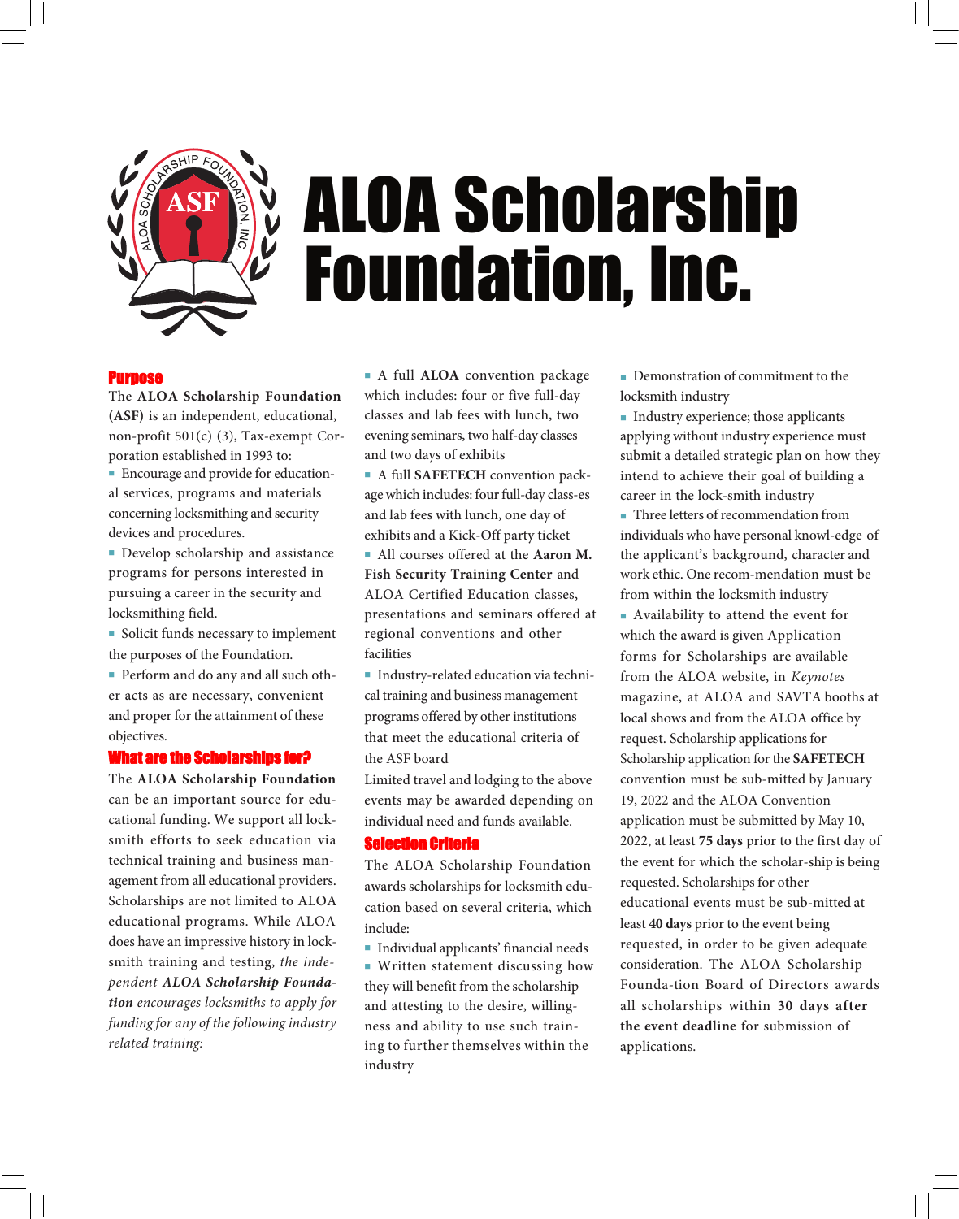# ALOA Scholarship Foundation, Inc.

## Purpose

The **ALOA Scholarship Foundation (ASF)** is an independent, educational, non-profit 501(c) (3), Tax-exempt Corporation established in 1993 to:

- Encourage and provide for educational services, programs and materials concerning locksmithing and security devices and procedures.
- Develop scholarship and assistance programs for persons interested in pursuing a career in the security and locksmithing field.
- Solicit funds necessary to implement the purposes of the Foundation.
- Perform and do any and all such other acts as are necessary, convenient and proper for the attainment of these objectives.

## What are the Scholarships for?

The **ALOA Scholarship Foundation** can be an important source for educational funding. We support all locksmith efforts to seek education via technical training and business management from all educational providers. Scholarships are not limited to ALOA educational programs. While ALOA does have an impressive history in locksmith training and testing, *the independent **ALOA Scholarship Foundation** encourages locksmiths to apply for funding for any of the following industry related training:*

- A full **ALOA** convention package which includes: four or five full-day classes and lab fees with lunch, two evening seminars, two half-day classes and two days of exhibits
- A full **SAFETECH** convention package which includes: four full-day class-es and lab fees with lunch, one day of exhibits and a Kick-Off party ticket
- All courses offered at the **Aaron M. Fish Security Training Center** and ALOA Certified Education classes, presentations and seminars offered at regional conventions and other facilities
- Industry-related education via technical training and business management programs offered by other institutions that meet the educational criteria of the ASF board

Limited travel and lodging to the above events may be awarded depending on individual need and funds available.

## Selection Criteria

The ALOA Scholarship Foundation awards scholarships for locksmith education based on several criteria, which include:

- Individual applicants' financial needs
- Written statement discussing how they will benefit from the scholarship and attesting to the desire, willingness and ability to use such training to further themselves within the industry
- Demonstration of commitment to the locksmith industry
- Industry experience; those applicants applying without industry experience must submit a detailed strategic plan on how they intend to achieve their goal of building a career in the lock-smith industry
- Three letters of recommendation from individuals who have personal knowl-edge of the applicant's background, character and work ethic. One recom-mendation must be from within the locksmith industry
- Availability to attend the event for which the award is given Application forms for Scholarships are available from the ALOA website, in *Keynotes* magazine, at ALOA and SAVTA booths at local shows and from the ALOA office by request. Scholarship applications for Scholarship application for the **SAFETECH** convention must be sub-mitted by January 19, 2022 and the ALOA Convention application must be submitted by May 10, 2022, at least **75 days** prior to the first day of the event for which the scholar-ship is being requested. Scholarships for other educational events must be sub-mitted at least **40 days** prior to the event being requested, in order to be given adequate consideration. The ALOA Scholarship Founda-tion Board of Directors awards all scholarships within **30 days after the event deadline** for submission of applications.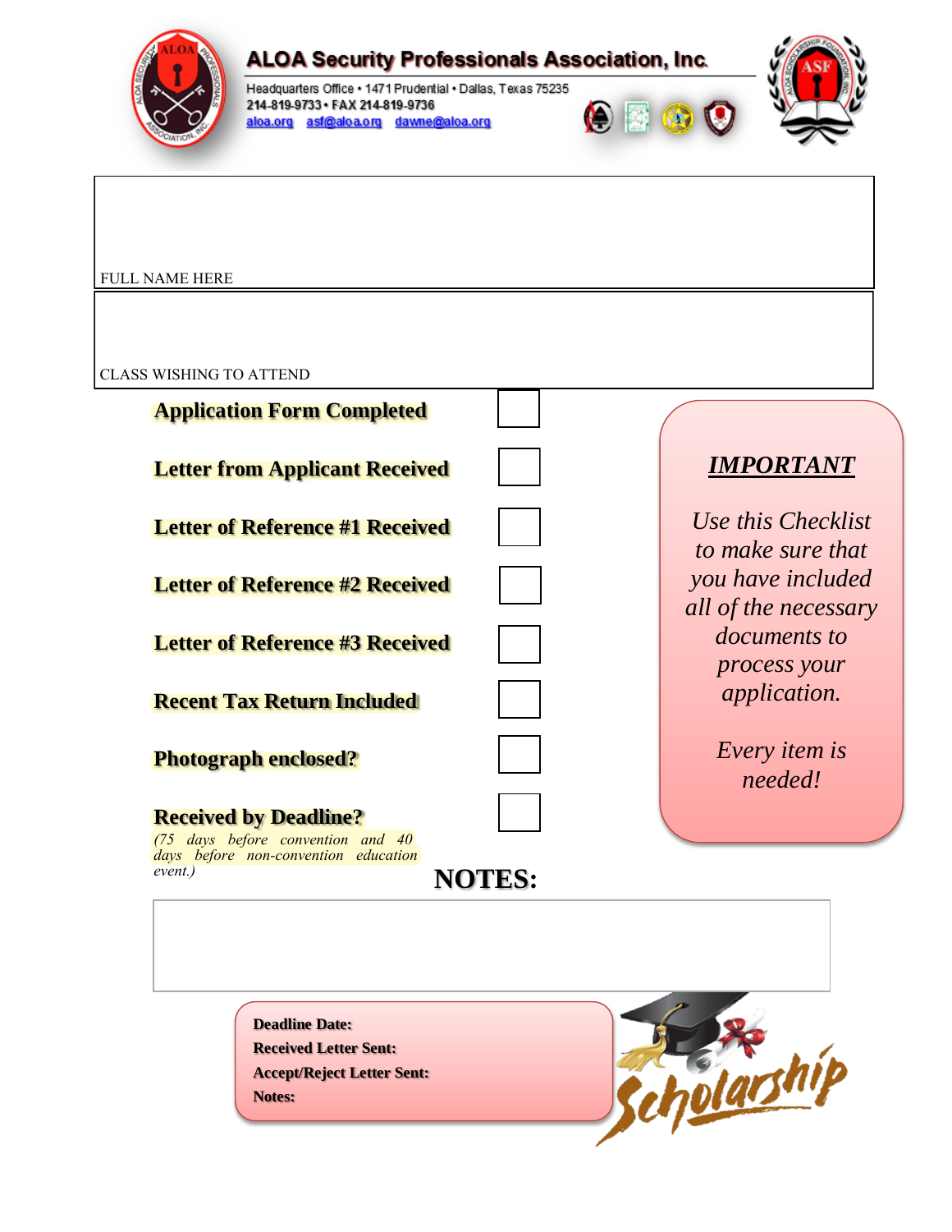## ALOA Security Professionals Association, Inc.

Headquarters Office • 1471 Prudential • Dallas, Texas 75235
214-819-9733 • FAX 214-819-9736
aloa.org asf@aloa.org dawne@aloa.org

FULL NAME HERE

CLASS WISHING TO ATTEND

- **Application Form Completed** ☐
- **Letter from Applicant Received** ☐
- **Letter of Reference #1 Received** ☐
- **Letter of Reference #2 Received** ☐
- **Letter of Reference #3 Received** ☐
- **Recent Tax Return Included** ☐
- **Photograph enclosed?** ☐
- **Received by Deadline?** ☐
  *(75 days before convention and 40 days before non-convention education event.)*

***IMPORTANT***

*Use this Checklist to make sure that you have included all of the necessary documents to process your application.*

*Every item is needed!*

**NOTES:**

**Deadline Date:**
**Received Letter Sent:**
**Accept/Reject Letter Sent:**
**Notes:**

Scholarship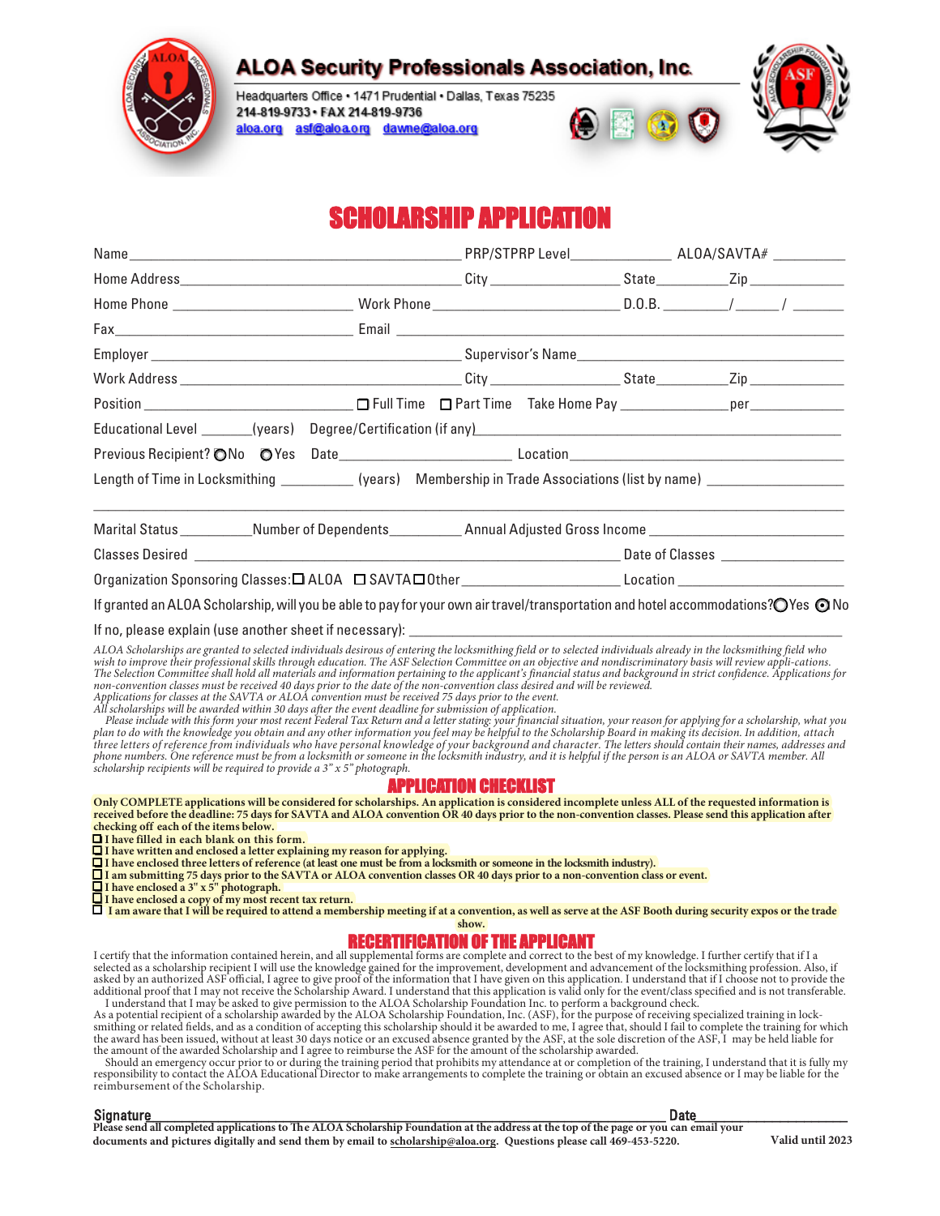# ALOA Security Professionals Association, Inc.

Headquarters Office • 1471 Prudential • Dallas, Texas 75235
214-819-9733 • FAX 214-819-9736
aloa.org asf@aloa.org dawne@aloa.org

## SCHOLARSHIP APPLICATION

Name_______________________________________________ PRP/STPRP Level______________ ALOA/SAVTA# __________

Home Address________________________________________ City ________________ State_________Zip ____________

Home Phone ________________________ Work Phone ________________________ D.O.B. ________/______/ _______

Fax________________________________ Email ______________________________________________________

Employer ___________________________________________ Supervisor's Name___________________________________

Work Address _______________________________________ City ________________ State_________Zip ____________

Position ___________________________ ☐ Full Time ☐ Part Time Take Home Pay ______________per____________

Educational Level _______(years) Degree/Certification (if any)_____________________________________________

Previous Recipient? ○ No ○ Yes Date_______________________ Location_________________________________

Length of Time in Locksmithing __________ (years) Membership in Trade Associations (list by name) _______________

_____________________________________________________________________________________________

Marital Status __________Number of Dependents__________ Annual Adjusted Gross Income ______________________

Classes Desired _____________________________________________________ Date of Classes ________________

Organization Sponsoring Classes: ☐ ALOA ☐ SAVTA ☐ Other ____________________ Location ______________________

If granted an ALOA Scholarship, will you be able to pay for your own air travel/transportation and hotel accommodations? ○ Yes ○ No

If no, please explain (use another sheet if necessary): ____________________________________________________

*ALOA Scholarships are granted to selected individuals desirous of entering the locksmithing field or to selected individuals already in the locksmithing field who wish to improve their professional skills through education. The ASF Selection Committee on an objective and nondiscriminatory basis will review appli-cations. The Selection Committee shall hold all materials and information pertaining to the applicant's financial status and background in strict confidence. Applications for non-convention classes must be received 40 days prior to the date of the non-convention class desired and will be reviewed.*
*Applications for classes at the SAVTA or ALOA convention must be received 75 days prior to the event.*
*All scholarships will be awarded within 30 days after the event deadline for submission of application.*
*Please include with this form your most recent Federal Tax Return and a letter stating: your financial situation, your reason for applying for a scholarship, what you plan to do with the knowledge you obtain and any other information you feel may be helpful to the Scholarship Board in making its decision. In addition, attach three letters of reference from individuals who have personal knowledge of your background and character. The letters should contain their names, addresses and phone numbers. One reference must be from a locksmith or someone in the locksmith industry, and it is helpful if the person is an ALOA or SAVTA member. All scholarship recipients will be required to provide a 3" x 5" photograph.*

## APPLICATION CHECKLIST

**Only COMPLETE applications will be considered for scholarships. An application is considered incomplete unless ALL of the requested information is received before the deadline: 75 days for SAVTA and ALOA convention OR 40 days prior to the non-convention classes. Please send this application after checking off each of the items below.**

- ☐ **I have filled in each blank on this form.**
- ☐ **I have written and enclosed a letter explaining my reason for applying.**
- ☐ **I have enclosed three letters of reference (at least one must be from a locksmith or someone in the locksmith industry).**
- ☐ **I am submitting 75 days prior to the SAVTA or ALOA convention classes OR 40 days prior to a non-convention class or event.**
- ☐ **I have enclosed a 3" x 5" photograph.**
- ☐ **I have enclosed a copy of my most recent tax return.**
- ☐ **I am aware that I will be required to attend a membership meeting if at a convention, as well as serve at the ASF Booth during security expos or the trade show.**

## RECERTIFICATION OF THE APPLICANT

I certify that the information contained herein, and all supplemental forms are complete and correct to the best of my knowledge. I further certify that if I a selected as a scholarship recipient I will use the knowledge gained for the improvement, development and advancement of the locksmithing profession. Also, if asked by an authorized ASF official, I agree to give proof of the information that I have given on this application. I understand that if I choose not to provide the additional proof that I may not receive the Scholarship Award. I understand that this application is valid only for the event/class specified and is not transferable.

I understand that I may be asked to give permission to the ALOA Scholarship Foundation Inc. to perform a background check.

As a potential recipient of a scholarship awarded by the ALOA Scholarship Foundation, Inc. (ASF), for the purpose of receiving specialized training in locksmithing or related fields, and as a condition of accepting this scholarship should it be awarded to me, I agree that, should I fail to complete the training for which the award has been issued, without at least 30 days notice or an excused absence granted by the ASF, at the sole discretion of the ASF, I may be held liable for the amount of the awarded Scholarship and I agree to reimburse the ASF for the amount of the scholarship awarded.

Should an emergency occur prior to or during the training period that prohibits my attendance at or completion of the training, I understand that it is fully my responsibility to contact the ALOA Educational Director to make arrangements to complete the training or obtain an excused absence or I may be liable for the reimbursement of the Scholarship.

Signature_____________________________________________________________ Date____________________

**Please send all completed applications to The ALOA Scholarship Foundation at the address at the top of the page or you can email your documents and pictures digitally and send them by email to scholarship@aloa.org. Questions please call 469-453-5220.**

**Valid until 2023**